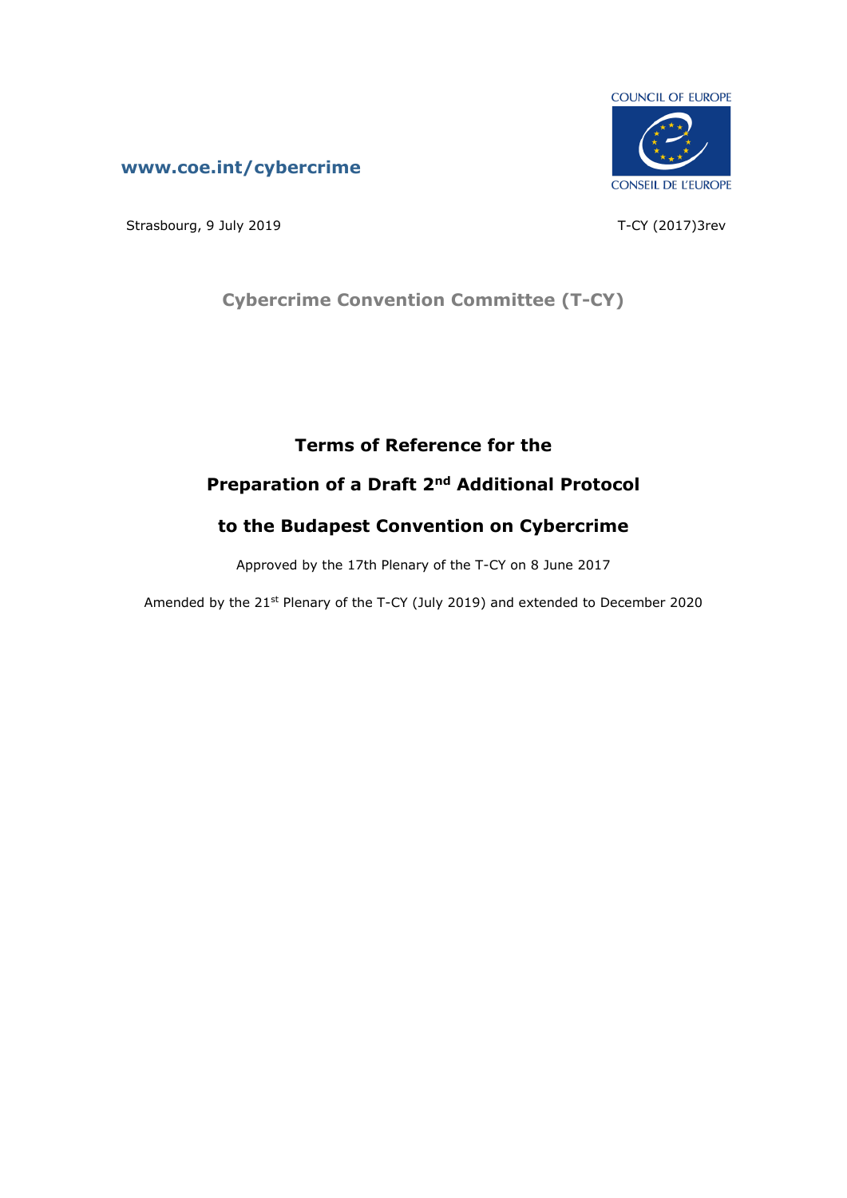COUNCIL OF EUROPE

CONSEIL DE L'EUROPE

**www.coe.int/cybercrime**

Strasbourg, 9 July 2019

T-CY (2017)3rev

## Cybercrime Convention Committee (T-CY)

# Terms of Reference for the Preparation of a Draft 2nd Additional Protocol to the Budapest Convention on Cybercrime

Approved by the 17th Plenary of the T-CY on 8 June 2017

Amended by the 21st Plenary of the T-CY (July 2019) and extended to December 2020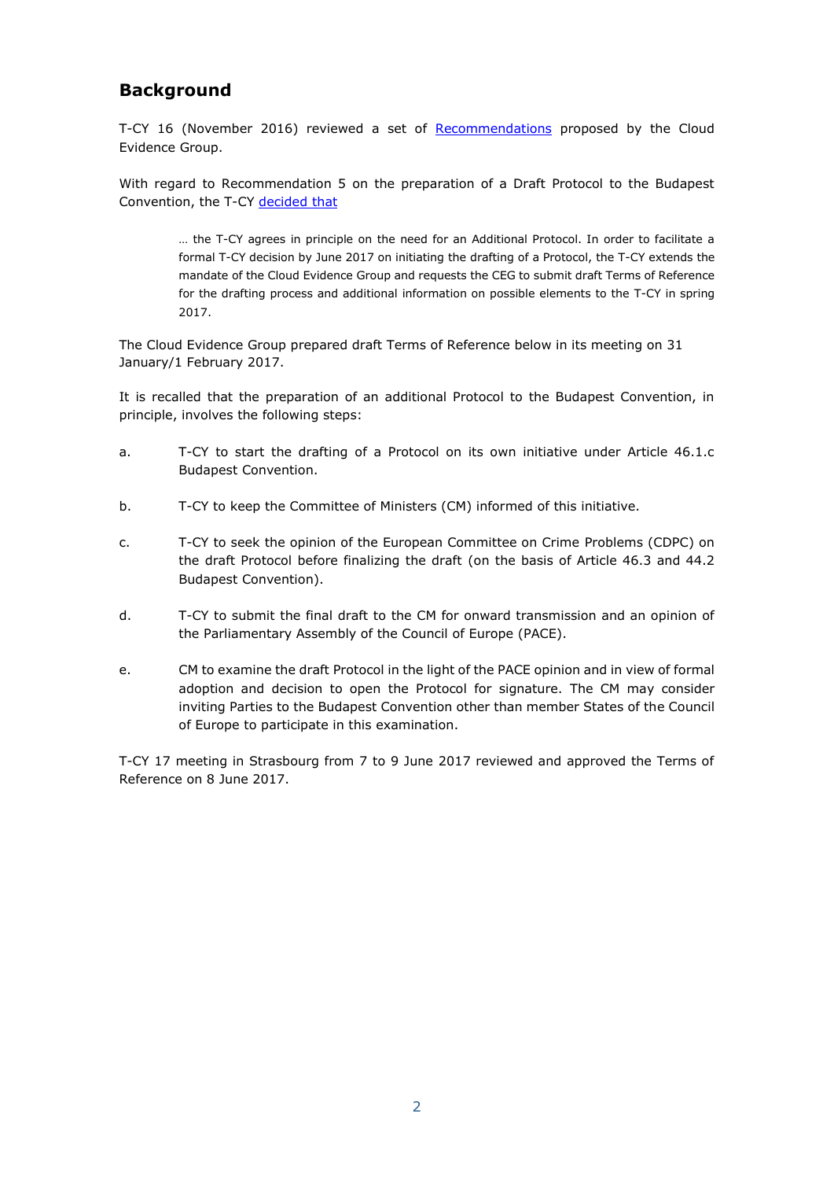## Background

T-CY 16 (November 2016) reviewed a set of Recommendations proposed by the Cloud Evidence Group.

With regard to Recommendation 5 on the preparation of a Draft Protocol to the Budapest Convention, the T-CY decided that

> … the T-CY agrees in principle on the need for an Additional Protocol. In order to facilitate a formal T-CY decision by June 2017 on initiating the drafting of a Protocol, the T-CY extends the mandate of the Cloud Evidence Group and requests the CEG to submit draft Terms of Reference for the drafting process and additional information on possible elements to the T-CY in spring 2017.

The Cloud Evidence Group prepared draft Terms of Reference below in its meeting on 31 January/1 February 2017.

It is recalled that the preparation of an additional Protocol to the Budapest Convention, in principle, involves the following steps:

a. T-CY to start the drafting of a Protocol on its own initiative under Article 46.1.c Budapest Convention.

b. T-CY to keep the Committee of Ministers (CM) informed of this initiative.

c. T-CY to seek the opinion of the European Committee on Crime Problems (CDPC) on the draft Protocol before finalizing the draft (on the basis of Article 46.3 and 44.2 Budapest Convention).

d. T-CY to submit the final draft to the CM for onward transmission and an opinion of the Parliamentary Assembly of the Council of Europe (PACE).

e. CM to examine the draft Protocol in the light of the PACE opinion and in view of formal adoption and decision to open the Protocol for signature. The CM may consider inviting Parties to the Budapest Convention other than member States of the Council of Europe to participate in this examination.

T-CY 17 meeting in Strasbourg from 7 to 9 June 2017 reviewed and approved the Terms of Reference on 8 June 2017.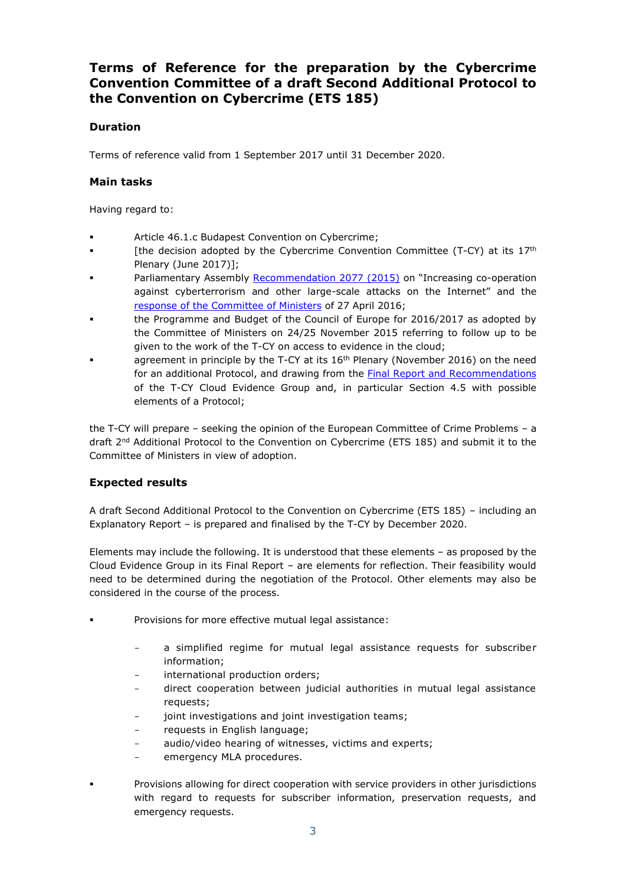# Terms of Reference for the preparation by the Cybercrime Convention Committee of a draft Second Additional Protocol to the Convention on Cybercrime (ETS 185)

## Duration

Terms of reference valid from 1 September 2017 until 31 December 2020.

## Main tasks

Having regard to:

- Article 46.1.c Budapest Convention on Cybercrime;
- [the decision adopted by the Cybercrime Convention Committee (T-CY) at its 17th Plenary (June 2017)];
- Parliamentary Assembly Recommendation 2077 (2015) on "Increasing co-operation against cyberterrorism and other large-scale attacks on the Internet" and the response of the Committee of Ministers of 27 April 2016;
- the Programme and Budget of the Council of Europe for 2016/2017 as adopted by the Committee of Ministers on 24/25 November 2015 referring to follow up to be given to the work of the T-CY on access to evidence in the cloud;
- agreement in principle by the T-CY at its 16th Plenary (November 2016) on the need for an additional Protocol, and drawing from the Final Report and Recommendations of the T-CY Cloud Evidence Group and, in particular Section 4.5 with possible elements of a Protocol;

the T-CY will prepare – seeking the opinion of the European Committee of Crime Problems – a draft 2nd Additional Protocol to the Convention on Cybercrime (ETS 185) and submit it to the Committee of Ministers in view of adoption.

## Expected results

A draft Second Additional Protocol to the Convention on Cybercrime (ETS 185) – including an Explanatory Report – is prepared and finalised by the T-CY by December 2020.

Elements may include the following. It is understood that these elements – as proposed by the Cloud Evidence Group in its Final Report – are elements for reflection. Their feasibility would need to be determined during the negotiation of the Protocol. Other elements may also be considered in the course of the process.

- Provisions for more effective mutual legal assistance:
  - a simplified regime for mutual legal assistance requests for subscriber information;
  - international production orders;
  - direct cooperation between judicial authorities in mutual legal assistance requests;
  - joint investigations and joint investigation teams;
  - requests in English language;
  - audio/video hearing of witnesses, victims and experts;
  - emergency MLA procedures.
- Provisions allowing for direct cooperation with service providers in other jurisdictions with regard to requests for subscriber information, preservation requests, and emergency requests.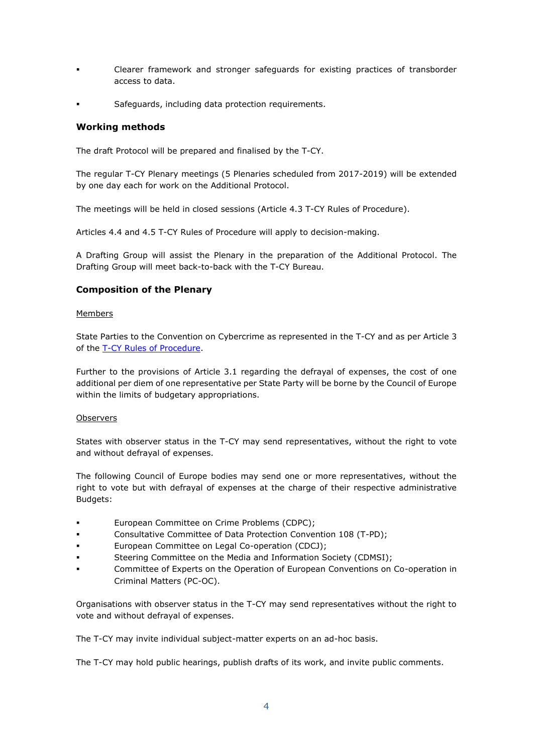- Clearer framework and stronger safeguards for existing practices of transborder access to data.
- Safeguards, including data protection requirements.

### Working methods

The draft Protocol will be prepared and finalised by the T-CY.

The regular T-CY Plenary meetings (5 Plenaries scheduled from 2017-2019) will be extended by one day each for work on the Additional Protocol.

The meetings will be held in closed sessions (Article 4.3 T-CY Rules of Procedure).

Articles 4.4 and 4.5 T-CY Rules of Procedure will apply to decision-making.

A Drafting Group will assist the Plenary in the preparation of the Additional Protocol. The Drafting Group will meet back-to-back with the T-CY Bureau.

### Composition of the Plenary

Members

State Parties to the Convention on Cybercrime as represented in the T-CY and as per Article 3 of the [T-CY Rules of Procedure](T-CY Rules of Procedure).

Further to the provisions of Article 3.1 regarding the defrayal of expenses, the cost of one additional per diem of one representative per State Party will be borne by the Council of Europe within the limits of budgetary appropriations.

Observers

States with observer status in the T-CY may send representatives, without the right to vote and without defrayal of expenses.

The following Council of Europe bodies may send one or more representatives, without the right to vote but with defrayal of expenses at the charge of their respective administrative Budgets:

- European Committee on Crime Problems (CDPC);
- Consultative Committee of Data Protection Convention 108 (T-PD);
- European Committee on Legal Co-operation (CDCJ);
- Steering Committee on the Media and Information Society (CDMSI);
- Committee of Experts on the Operation of European Conventions on Co-operation in Criminal Matters (PC-OC).

Organisations with observer status in the T-CY may send representatives without the right to vote and without defrayal of expenses.

The T-CY may invite individual subject-matter experts on an ad-hoc basis.

The T-CY may hold public hearings, publish drafts of its work, and invite public comments.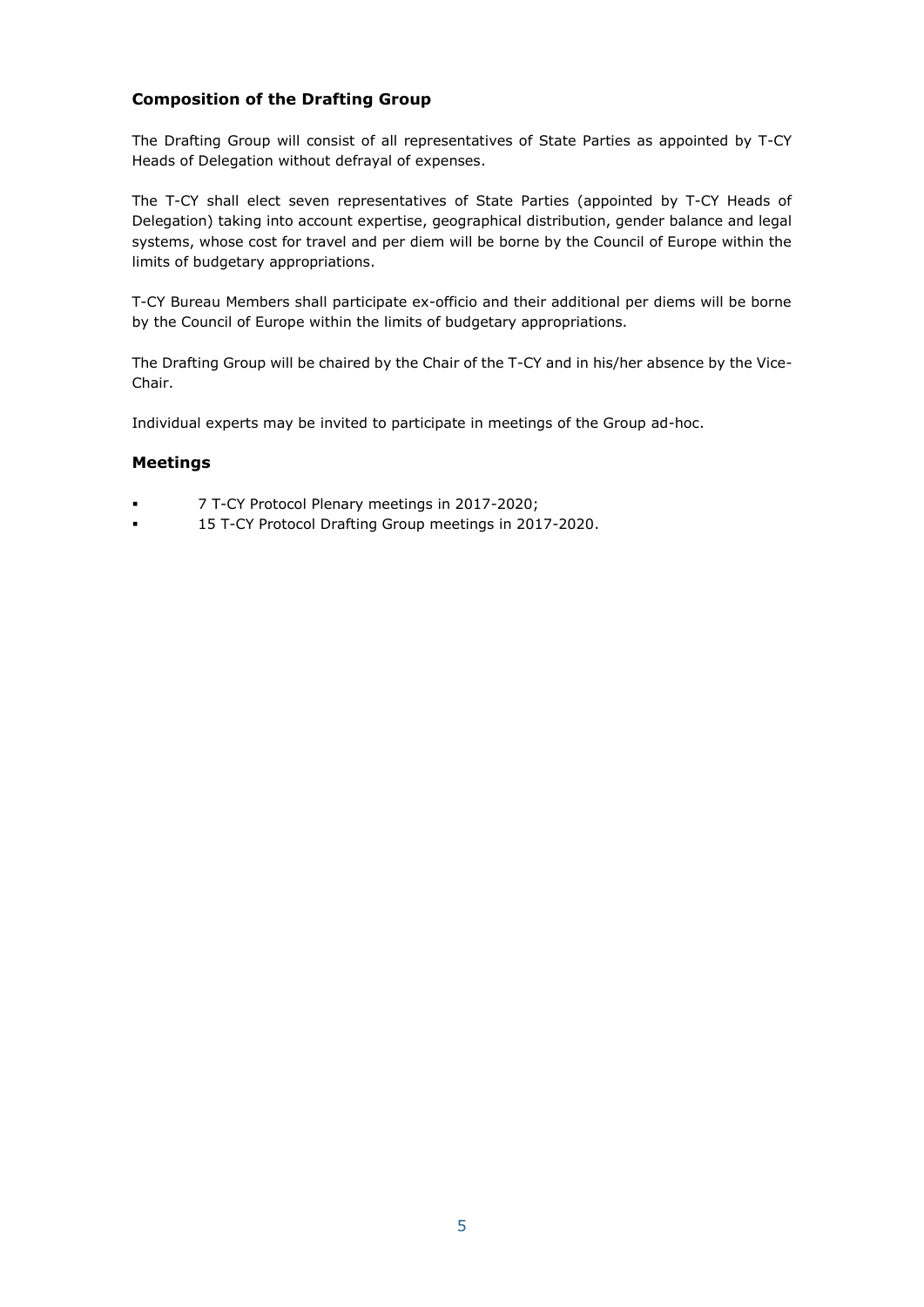### Composition of the Drafting Group

The Drafting Group will consist of all representatives of State Parties as appointed by T-CY Heads of Delegation without defrayal of expenses.

The T-CY shall elect seven representatives of State Parties (appointed by T-CY Heads of Delegation) taking into account expertise, geographical distribution, gender balance and legal systems, whose cost for travel and per diem will be borne by the Council of Europe within the limits of budgetary appropriations.

T-CY Bureau Members shall participate ex-officio and their additional per diems will be borne by the Council of Europe within the limits of budgetary appropriations.

The Drafting Group will be chaired by the Chair of the T-CY and in his/her absence by the Vice-Chair.

Individual experts may be invited to participate in meetings of the Group ad-hoc.

### Meetings

- 7 T-CY Protocol Plenary meetings in 2017-2020;
- 15 T-CY Protocol Drafting Group meetings in 2017-2020.